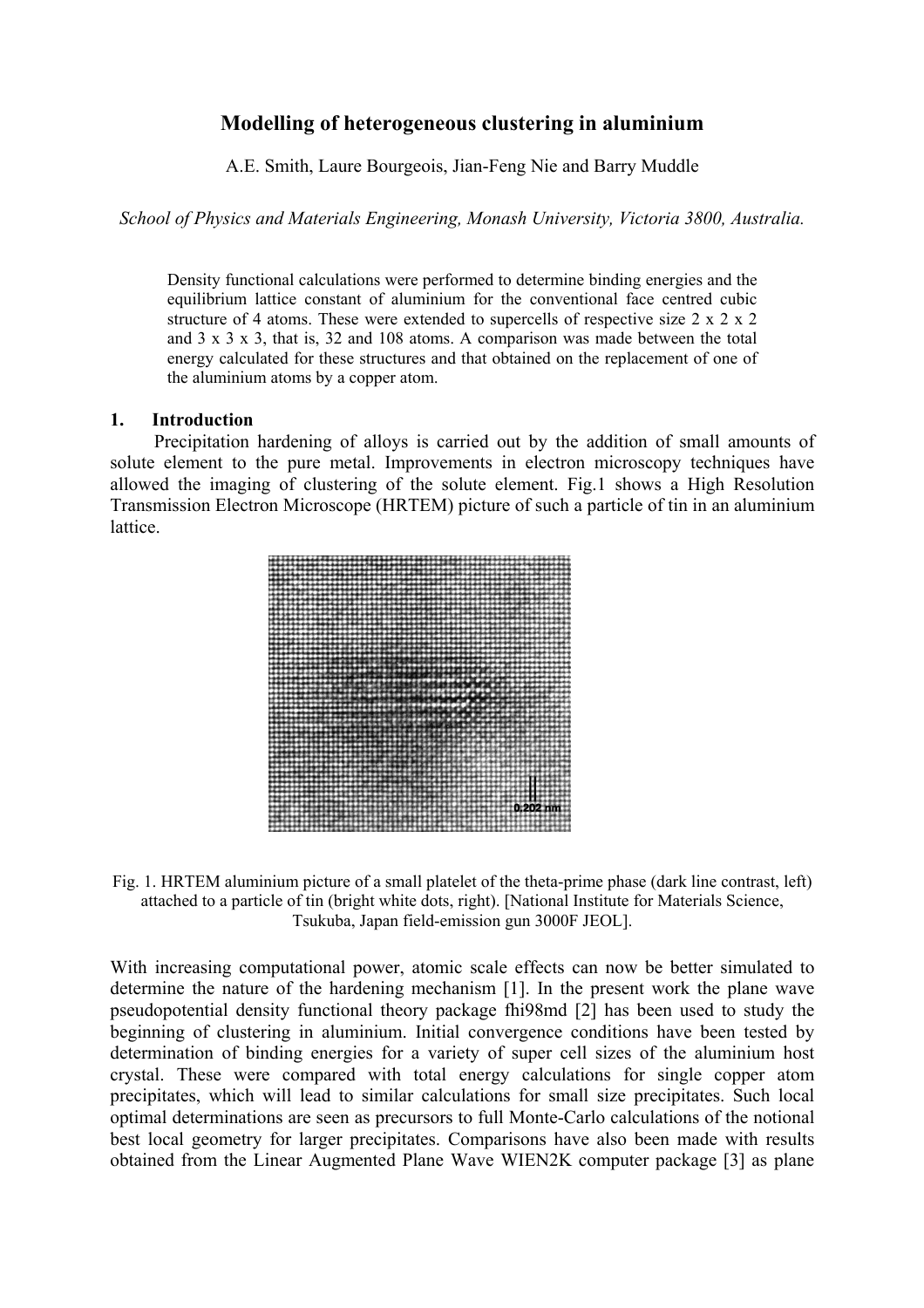# Modelling of heterogeneous clustering in aluminium

A.E. Smith, Laure Bourgeois, Jian-Feng Nie and Barry Muddle

*School of Physics and Materials Engineering, Monash University, Victoria 3800, Australia.*

Density functional calculations were performed to determine binding energies and the equilibrium lattice constant of aluminium for the conventional face centred cubic structure of 4 atoms. These were extended to supercells of respective size 2 x 2 x 2 and 3 x 3 x 3, that is, 32 and 108 atoms. A comparison was made between the total energy calculated for these structures and that obtained on the replacement of one of the aluminium atoms by a copper atom.

## 1. Introduction

Precipitation hardening of alloys is carried out by the addition of small amounts of solute element to the pure metal. Improvements in electron microscopy techniques have allowed the imaging of clustering of the solute element. Fig.1 shows a High Resolution Transmission Electron Microscope (HRTEM) picture of such a particle of tin in an aluminium lattice.

Fig. 1. HRTEM aluminium picture of a small platelet of the theta-prime phase (dark line contrast, left) attached to a particle of tin (bright white dots, right). [National Institute for Materials Science, Tsukuba, Japan field-emission gun 3000F JEOL].

With increasing computational power, atomic scale effects can now be better simulated to determine the nature of the hardening mechanism [1]. In the present work the plane wave pseudopotential density functional theory package fhi98md [2] has been used to study the beginning of clustering in aluminium. Initial convergence conditions have been tested by determination of binding energies for a variety of super cell sizes of the aluminium host crystal. These were compared with total energy calculations for single copper atom precipitates, which will lead to similar calculations for small size precipitates. Such local optimal determinations are seen as precursors to full Monte-Carlo calculations of the notional best local geometry for larger precipitates. Comparisons have also been made with results obtained from the Linear Augmented Plane Wave WIEN2K computer package [3] as plane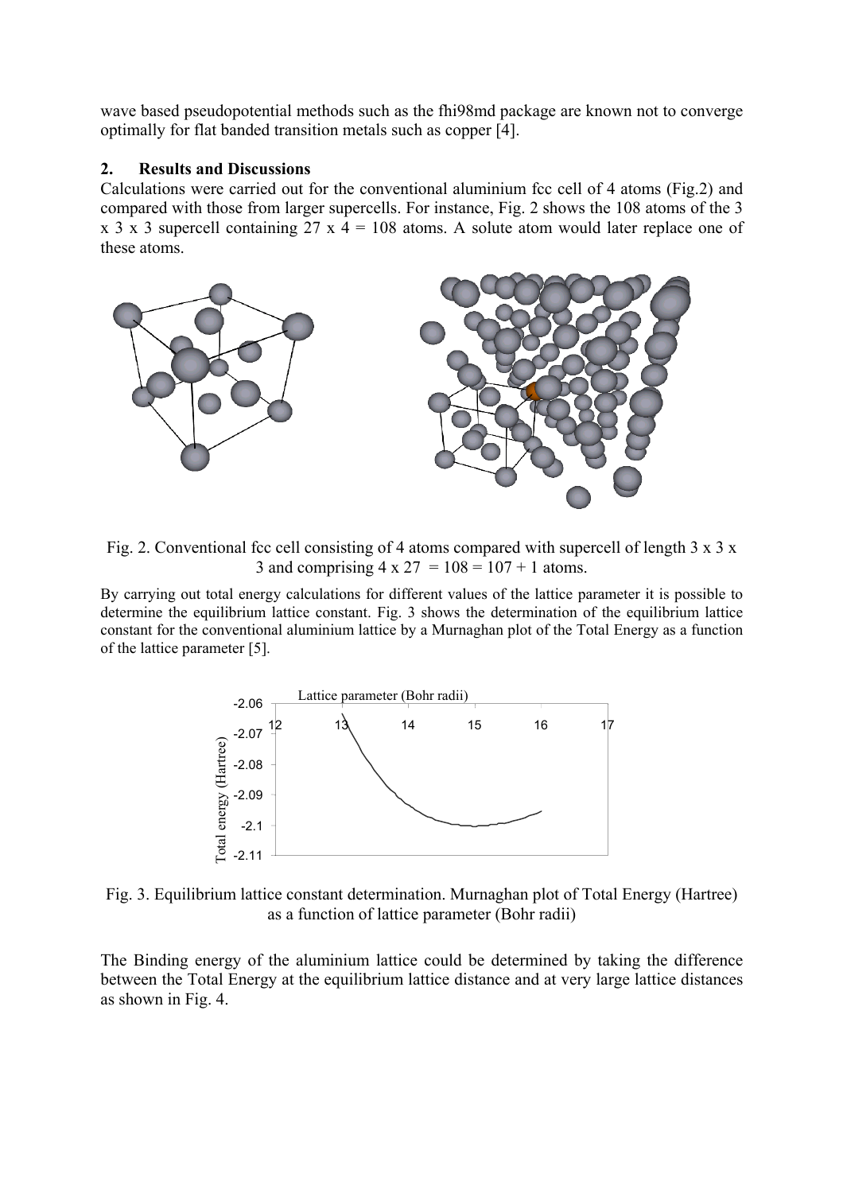wave based pseudopotential methods such as the fhi98md package are known not to converge optimally for flat banded transition metals such as copper [4].

## 2. Results and Discussions

Calculations were carried out for the conventional aluminium fcc cell of 4 atoms (Fig.2) and compared with those from larger supercells. For instance, Fig. 2 shows the 108 atoms of the 3 x 3 x 3 supercell containing 27 x 4 = 108 atoms. A solute atom would later replace one of these atoms.

Fig. 2. Conventional fcc cell consisting of 4 atoms compared with supercell of length 3 x 3 x 3 and comprising 4 x 27 = 108 = 107 + 1 atoms.

By carrying out total energy calculations for different values of the lattice parameter it is possible to determine the equilibrium lattice constant. Fig. 3 shows the determination of the equilibrium lattice constant for the conventional aluminium lattice by a Murnaghan plot of the Total Energy as a function of the lattice parameter [5].

Fig. 3. Equilibrium lattice constant determination. Murnaghan plot of Total Energy (Hartree) as a function of lattice parameter (Bohr radii)

The Binding energy of the aluminium lattice could be determined by taking the difference between the Total Energy at the equilibrium lattice distance and at very large lattice distances as shown in Fig. 4.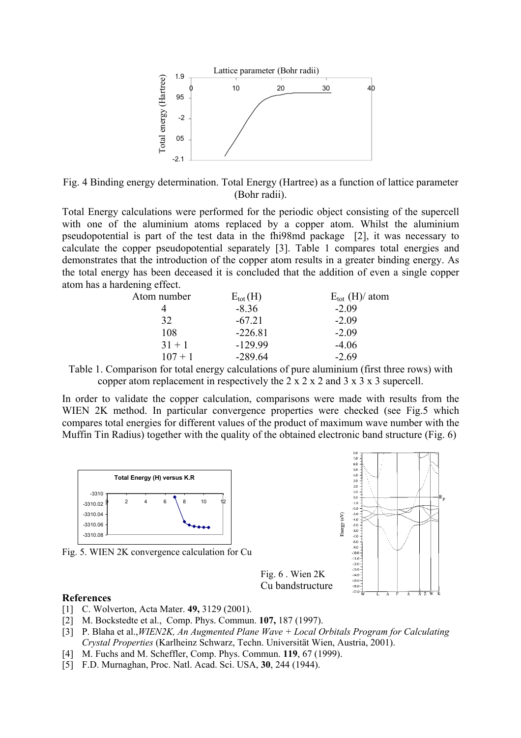Lattice parameter (Bohr radii)

Total energy (Hartree)

1.9

95

-2

05

-2.1

0

10

20

30

40

Fig. 4 Binding energy determination. Total Energy (Hartree) as a function of lattice parameter (Bohr radii).

Total Energy calculations were performed for the periodic object consisting of the supercell with one of the aluminium atoms replaced by a copper atom. Whilst the aluminium pseudopotential is part of the test data in the fhi98md package [2], it was necessary to calculate the copper pseudopotential separately [3]. Table 1 compares total energies and demonstrates that the introduction of the copper atom results in a greater binding energy. As the total energy has been deceased it is concluded that the addition of even a single copper atom has a hardening effect.

| Atom number | $E_{tot}$ (H) | $E_{tot}$ (H)/ atom |
|---|---|---|
| 4 | -8.36 | -2.09 |
| 32 | -67.21 | -2.09 |
| 108 | -226.81 | -2.09 |
| 31 + 1 | -129.99 | -4.06 |
| 107 + 1 | -289.64 | -2.69 |

Table 1. Comparison for total energy calculations of pure aluminium (first three rows) with copper atom replacement in respectively the 2 x 2 x 2 and 3 x 3 x 3 supercell.

In order to validate the copper calculation, comparisons were made with results from the WIEN 2K method. In particular convergence properties were checked (see Fig.5 which compares total energies for different values of the product of maximum wave number with the Muffin Tin Radius) together with the quality of the obtained electronic band structure (Fig. 6)

**Total Energy (H) versus K.R**

-3310

-3310.02

-3310.04

-3310.06

-3310.08

0 2 4 6 8 10 12

Fig. 5. WIEN 2K convergence calculation for Cu

Energy (eV)

$E_F$

W L Λ Γ Δ X Z W K

Fig. 6 . Wien 2K Cu bandstructure

## References

[1] C. Wolverton, Acta Mater. **49,** 3129 (2001).
[2] M. Bockstedte et al., Comp. Phys. Commun. **107,** 187 (1997).
[3] P. Blaha et al.,*WIEN2K, An Augmented Plane Wave + Local Orbitals Program for Calculating Crystal Properties* (Karlheinz Schwarz, Techn. Universität Wien, Austria, 2001).
[4] M. Fuchs and M. Scheffler, Comp. Phys. Commun. **119**, 67 (1999).
[5] F.D. Murnaghan, Proc. Natl. Acad. Sci. USA, **30**, 244 (1944).